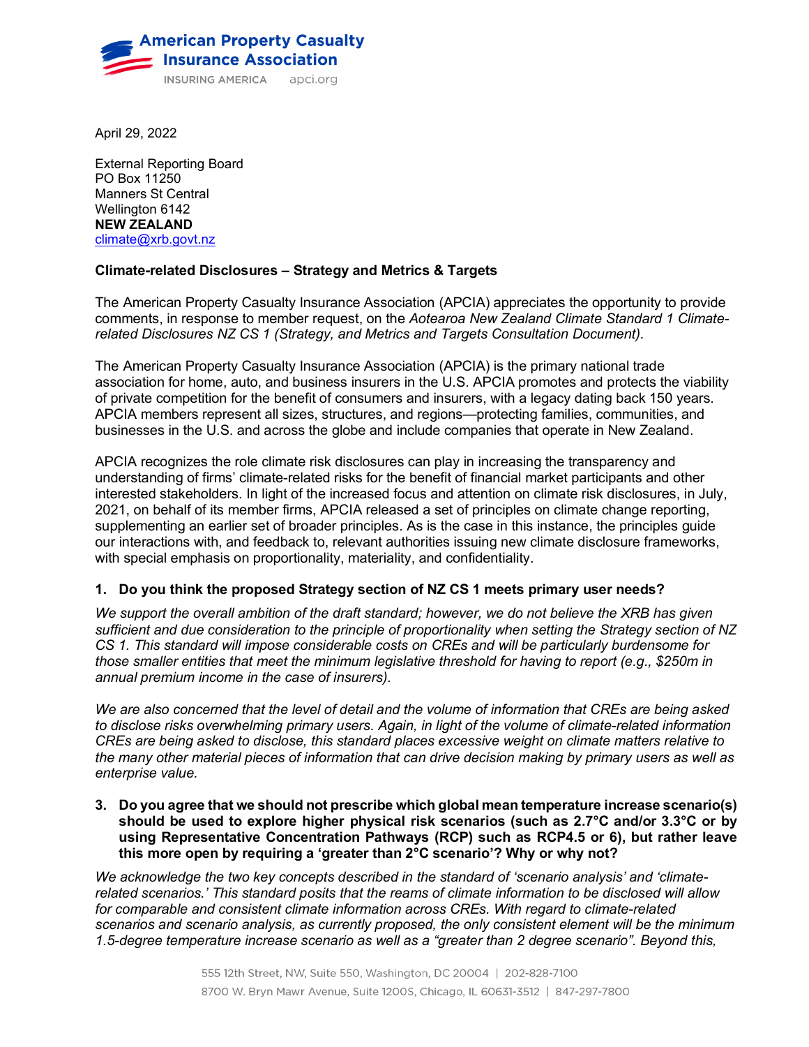American Property Casualty Insurance Association

INSURING AMERICA apci.org

April 29, 2022

External Reporting Board
PO Box 11250
Manners St Central
Wellington 6142
**NEW ZEALAND**
climate@xrb.govt.nz

**Climate-related Disclosures – Strategy and Metrics & Targets**

The American Property Casualty Insurance Association (APCIA) appreciates the opportunity to provide comments, in response to member request, on the *Aotearoa New Zealand Climate Standard 1 Climate-related Disclosures NZ CS 1 (Strategy, and Metrics and Targets Consultation Document).*

The American Property Casualty Insurance Association (APCIA) is the primary national trade association for home, auto, and business insurers in the U.S. APCIA promotes and protects the viability of private competition for the benefit of consumers and insurers, with a legacy dating back 150 years. APCIA members represent all sizes, structures, and regions—protecting families, communities, and businesses in the U.S. and across the globe and include companies that operate in New Zealand.

APCIA recognizes the role climate risk disclosures can play in increasing the transparency and understanding of firms' climate-related risks for the benefit of financial market participants and other interested stakeholders. In light of the increased focus and attention on climate risk disclosures, in July, 2021, on behalf of its member firms, APCIA released a set of principles on climate change reporting, supplementing an earlier set of broader principles. As is the case in this instance, the principles guide our interactions with, and feedback to, relevant authorities issuing new climate disclosure frameworks, with special emphasis on proportionality, materiality, and confidentiality.

**1. Do you think the proposed Strategy section of NZ CS 1 meets primary user needs?**

*We support the overall ambition of the draft standard; however, we do not believe the XRB has given sufficient and due consideration to the principle of proportionality when setting the Strategy section of NZ CS 1. This standard will impose considerable costs on CREs and will be particularly burdensome for those smaller entities that meet the minimum legislative threshold for having to report (e.g., $250m in annual premium income in the case of insurers).*

*We are also concerned that the level of detail and the volume of information that CREs are being asked to disclose risks overwhelming primary users. Again, in light of the volume of climate-related information CREs are being asked to disclose, this standard places excessive weight on climate matters relative to the many other material pieces of information that can drive decision making by primary users as well as enterprise value.*

**3. Do you agree that we should not prescribe which global mean temperature increase scenario(s) should be used to explore higher physical risk scenarios (such as 2.7°C and/or 3.3°C or by using Representative Concentration Pathways (RCP) such as RCP4.5 or 6), but rather leave this more open by requiring a 'greater than 2°C scenario'? Why or why not?**

*We acknowledge the two key concepts described in the standard of 'scenario analysis' and 'climate-related scenarios.' This standard posits that the reams of climate information to be disclosed will allow for comparable and consistent climate information across CREs. With regard to climate-related scenarios and scenario analysis, as currently proposed, the only consistent element will be the minimum 1.5-degree temperature increase scenario as well as a "greater than 2 degree scenario". Beyond this,*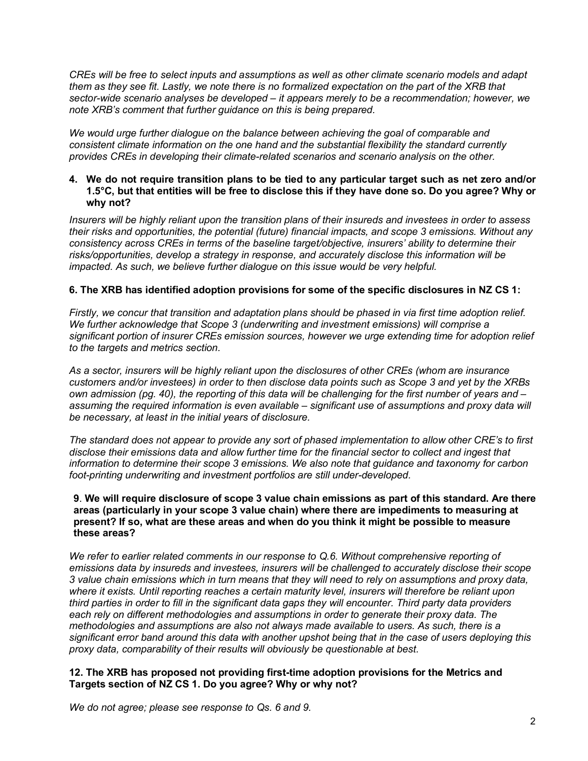*CREs will be free to select inputs and assumptions as well as other climate scenario models and adapt them as they see fit. Lastly, we note there is no formalized expectation on the part of the XRB that sector-wide scenario analyses be developed – it appears merely to be a recommendation; however, we note XRB's comment that further guidance on this is being prepared.*

*We would urge further dialogue on the balance between achieving the goal of comparable and consistent climate information on the one hand and the substantial flexibility the standard currently provides CREs in developing their climate-related scenarios and scenario analysis on the other.*

**4. We do not require transition plans to be tied to any particular target such as net zero and/or 1.5°C, but that entities will be free to disclose this if they have done so. Do you agree? Why or why not?**

*Insurers will be highly reliant upon the transition plans of their insureds and investees in order to assess their risks and opportunities, the potential (future) financial impacts, and scope 3 emissions. Without any consistency across CREs in terms of the baseline target/objective, insurers' ability to determine their risks/opportunities, develop a strategy in response, and accurately disclose this information will be impacted. As such, we believe further dialogue on this issue would be very helpful.*

**6. The XRB has identified adoption provisions for some of the specific disclosures in NZ CS 1:**

*Firstly, we concur that transition and adaptation plans should be phased in via first time adoption relief. We further acknowledge that Scope 3 (underwriting and investment emissions) will comprise a significant portion of insurer CREs emission sources, however we urge extending time for adoption relief to the targets and metrics section.*

*As a sector, insurers will be highly reliant upon the disclosures of other CREs (whom are insurance customers and/or investees) in order to then disclose data points such as Scope 3 and yet by the XRBs own admission (pg. 40), the reporting of this data will be challenging for the first number of years and – assuming the required information is even available – significant use of assumptions and proxy data will be necessary, at least in the initial years of disclosure.*

*The standard does not appear to provide any sort of phased implementation to allow other CRE's to first disclose their emissions data and allow further time for the financial sector to collect and ingest that information to determine their scope 3 emissions. We also note that guidance and taxonomy for carbon foot-printing underwriting and investment portfolios are still under-developed.*

**9**. **We will require disclosure of scope 3 value chain emissions as part of this standard. Are there areas (particularly in your scope 3 value chain) where there are impediments to measuring at present? If so, what are these areas and when do you think it might be possible to measure these areas?**

*We refer to earlier related comments in our response to Q.6. Without comprehensive reporting of emissions data by insureds and investees, insurers will be challenged to accurately disclose their scope 3 value chain emissions which in turn means that they will need to rely on assumptions and proxy data, where it exists. Until reporting reaches a certain maturity level, insurers will therefore be reliant upon third parties in order to fill in the significant data gaps they will encounter. Third party data providers each rely on different methodologies and assumptions in order to generate their proxy data. The methodologies and assumptions are also not always made available to users. As such, there is a significant error band around this data with another upshot being that in the case of users deploying this proxy data, comparability of their results will obviously be questionable at best.*

**12. The XRB has proposed not providing first-time adoption provisions for the Metrics and Targets section of NZ CS 1. Do you agree? Why or why not?**

*We do not agree; please see response to Qs. 6 and 9.*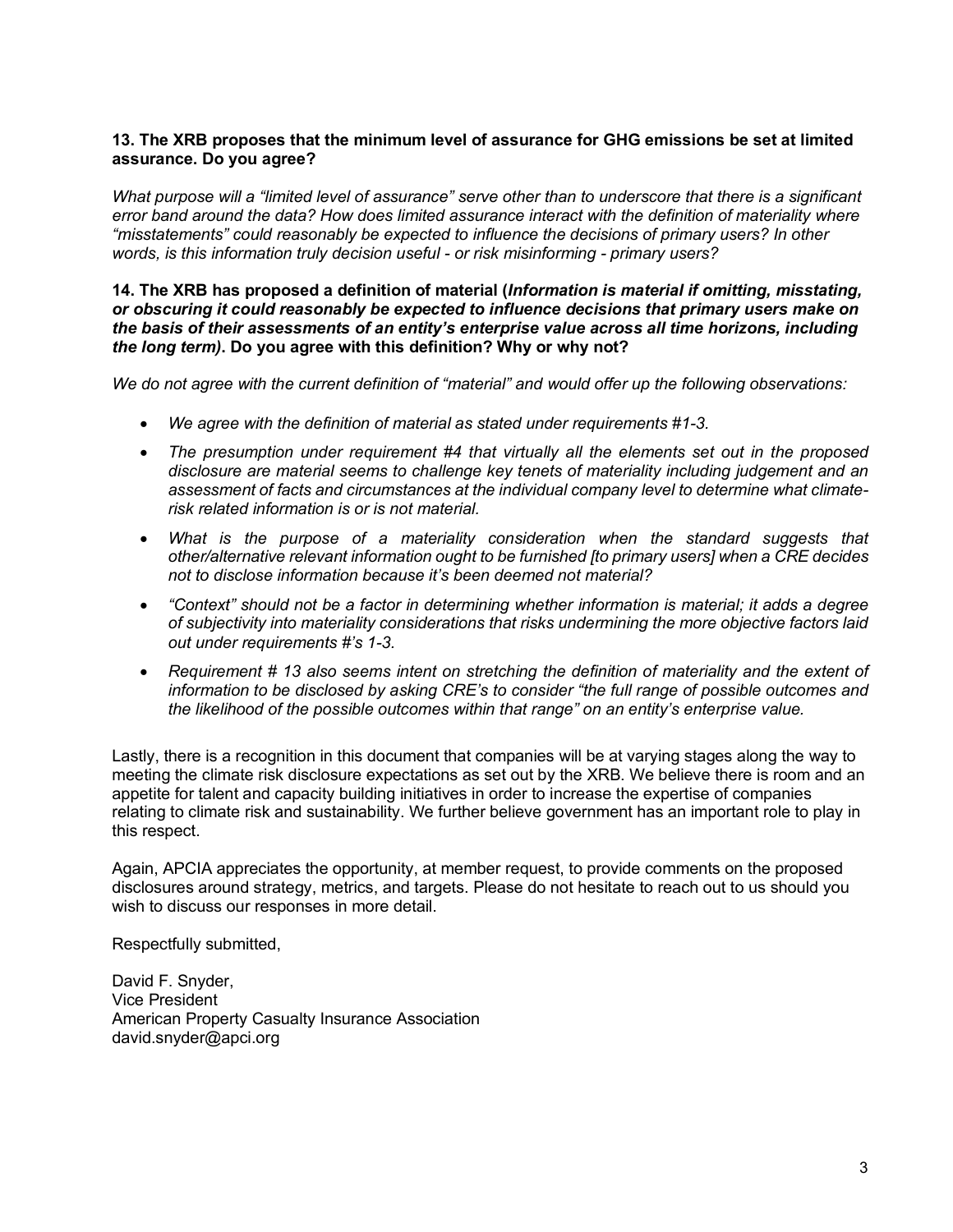**13. The XRB proposes that the minimum level of assurance for GHG emissions be set at limited assurance. Do you agree?**

*What purpose will a "limited level of assurance" serve other than to underscore that there is a significant error band around the data? How does limited assurance interact with the definition of materiality where "misstatements" could reasonably be expected to influence the decisions of primary users? In other words, is this information truly decision useful - or risk misinforming - primary users?*

**14. The XRB has proposed a definition of material (*Information is material if omitting, misstating, or obscuring it could reasonably be expected to influence decisions that primary users make on the basis of their assessments of an entity's enterprise value across all time horizons, including the long term*). Do you agree with this definition? Why or why not?**

*We do not agree with the current definition of "material" and would offer up the following observations:*

- *We agree with the definition of material as stated under requirements #1-3.*
- *The presumption under requirement #4 that virtually all the elements set out in the proposed disclosure are material seems to challenge key tenets of materiality including judgement and an assessment of facts and circumstances at the individual company level to determine what climate-risk related information is or is not material.*
- *What is the purpose of a materiality consideration when the standard suggests that other/alternative relevant information ought to be furnished [to primary users] when a CRE decides not to disclose information because it's been deemed not material?*
- *"Context" should not be a factor in determining whether information is material; it adds a degree of subjectivity into materiality considerations that risks undermining the more objective factors laid out under requirements #'s 1-3.*
- *Requirement # 13 also seems intent on stretching the definition of materiality and the extent of information to be disclosed by asking CRE's to consider "the full range of possible outcomes and the likelihood of the possible outcomes within that range" on an entity's enterprise value.*

Lastly, there is a recognition in this document that companies will be at varying stages along the way to meeting the climate risk disclosure expectations as set out by the XRB. We believe there is room and an appetite for talent and capacity building initiatives in order to increase the expertise of companies relating to climate risk and sustainability. We further believe government has an important role to play in this respect.

Again, APCIA appreciates the opportunity, at member request, to provide comments on the proposed disclosures around strategy, metrics, and targets. Please do not hesitate to reach out to us should you wish to discuss our responses in more detail.

Respectfully submitted,

David F. Snyder,
Vice President
American Property Casualty Insurance Association
david.snyder@apci.org